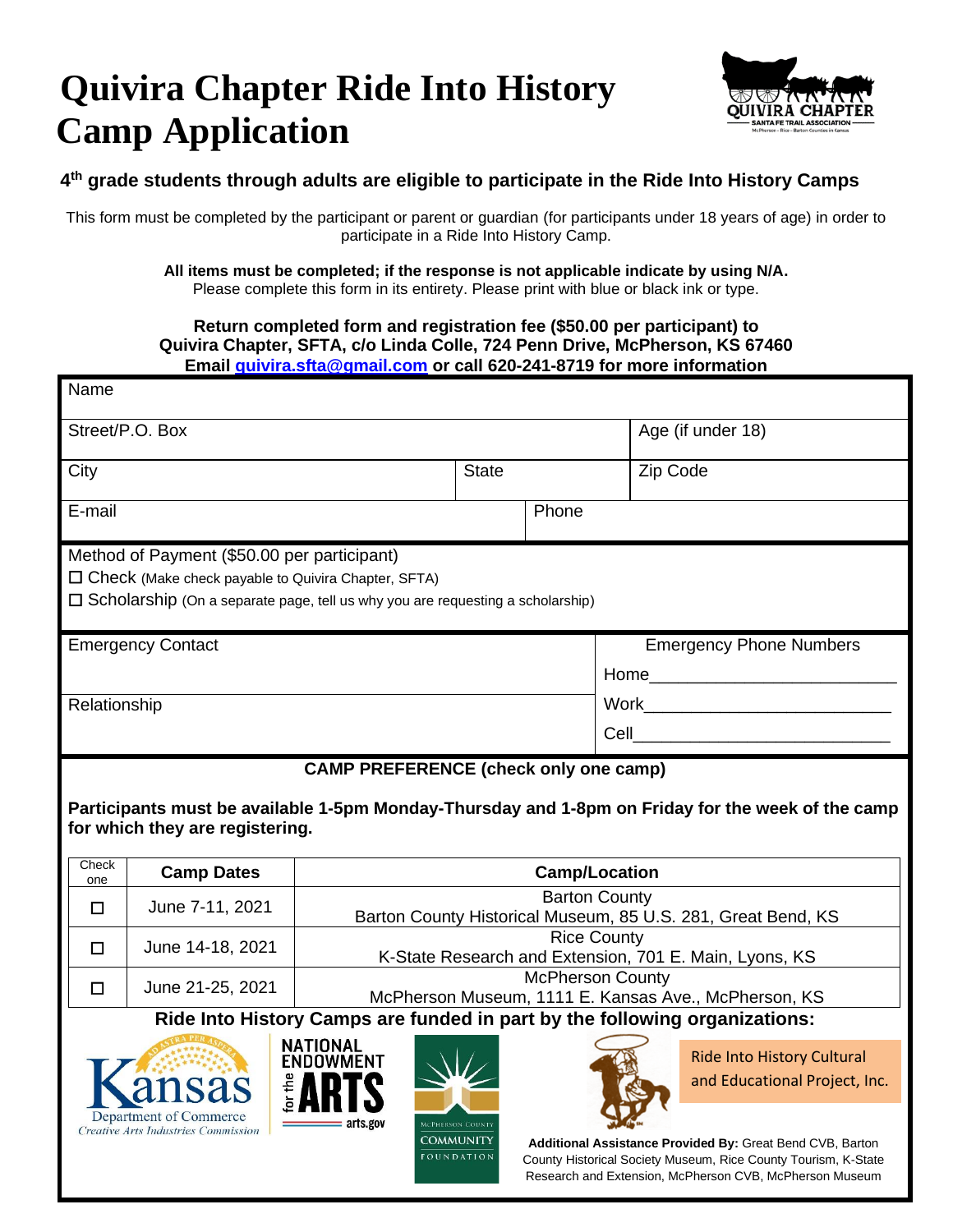# Quivira Chapter Ride Into History Camp Application

QUIVIRA CHAPTER
SANTA FE TRAIL ASSOCIATION
McPherson - Rice - Barton Counties in Kansas

**4th grade students through adults are eligible to participate in the Ride Into History Camps**

This form must be completed by the participant or parent or guardian (for participants under 18 years of age) in order to participate in a Ride Into History Camp.

**All items must be completed; if the response is not applicable indicate by using N/A.**
Please complete this form in its entirety. Please print with blue or black ink or type.

**Return completed form and registration fee ($50.00 per participant) to**
**Quivira Chapter, SFTA, c/o Linda Colle, 724 Penn Drive, McPherson, KS 67460**
**Email quivira.sfta@gmail.com or call 620-241-8719 for more information**

| | | | |
|---|---|---|---|
| Name | | | |
| Street/P.O. Box | | | Age (if under 18) |
| City | State | | Zip Code |
| E-mail | | Phone | |

Method of Payment ($50.00 per participant)
☐ Check (Make check payable to Quivira Chapter, SFTA)
☐ Scholarship (On a separate page, tell us why you are requesting a scholarship)

| | |
|---|---|
| Emergency Contact | Emergency Phone Numbers<br>Home__________________________ |
| Relationship | Work__________________________<br>Cell__________________________ |

**CAMP PREFERENCE (check only one camp)**

**Participants must be available 1-5pm Monday-Thursday and 1-8pm on Friday for the week of the camp for which they are registering.**

| Check one | Camp Dates | Camp/Location |
|---|---|---|
| ☐ | June 7-11, 2021 | Barton County<br>Barton County Historical Museum, 85 U.S. 281, Great Bend, KS |
| ☐ | June 14-18, 2021 | Rice County<br>K-State Research and Extension, 701 E. Main, Lyons, KS |
| ☐ | June 21-25, 2021 | McPherson County<br>McPherson Museum, 1111 E. Kansas Ave., McPherson, KS |

**Ride Into History Camps are funded in part by the following organizations:**

Kansas Department of Commerce, Creative Arts Industries Commission
National Endowment for the Arts, arts.gov
McPherson County Community Foundation
Ride Into History Cultural and Educational Project, Inc.

**Additional Assistance Provided By:** Great Bend CVB, Barton County Historical Society Museum, Rice County Tourism, K-State Research and Extension, McPherson CVB, McPherson Museum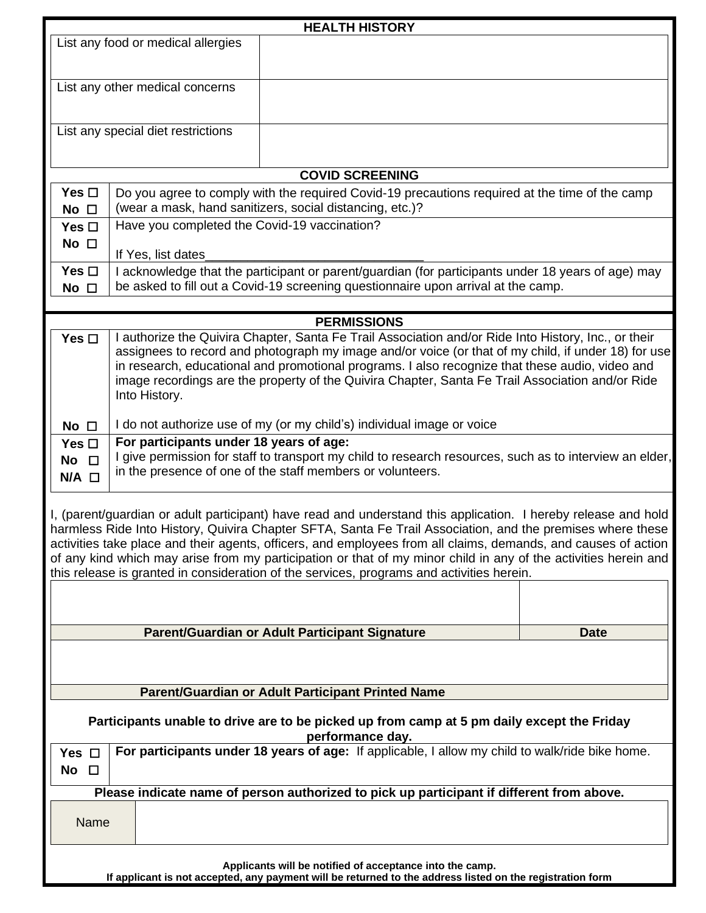## HEALTH HISTORY

| | |
|---|---|
| List any food or medical allergies | |
| List any other medical concerns | |
| List any special diet restrictions | |

## COVID SCREENING

| | |
|---|---|
| Yes ☐ No ☐ | Do you agree to comply with the required Covid-19 precautions required at the time of the camp (wear a mask, hand sanitizers, social distancing, etc.)? |
| Yes ☐ No ☐ | Have you completed the Covid-19 vaccination? If Yes, list dates______________________________ |
| Yes ☐ No ☐ | I acknowledge that the participant or parent/guardian (for participants under 18 years of age) may be asked to fill out a Covid-19 screening questionnaire upon arrival at the camp. |

## PERMISSIONS

| | |
|---|---|
| Yes ☐ | I authorize the Quivira Chapter, Santa Fe Trail Association and/or Ride Into History, Inc., or their assignees to record and photograph my image and/or voice (or that of my child, if under 18) for use in research, educational and promotional programs. I also recognize that these audio, video and image recordings are the property of the Quivira Chapter, Santa Fe Trail Association and/or Ride Into History. |
| No ☐ | I do not authorize use of my (or my child's) individual image or voice |
| Yes ☐ No ☐ N/A ☐ | **For participants under 18 years of age:** I give permission for staff to transport my child to research resources, such as to interview an elder, in the presence of one of the staff members or volunteers. |

I, (parent/guardian or adult participant) have read and understand this application. I hereby release and hold harmless Ride Into History, Quivira Chapter SFTA, Santa Fe Trail Association, and the premises where these activities take place and their agents, officers, and employees from all claims, demands, and causes of action of any kind which may arise from my participation or that of my minor child in any of the activities herein and this release is granted in consideration of the services, programs and activities herein.

| | |
|---|---|
| | |
| **Parent/Guardian or Adult Participant Signature** | **Date** |

| |
|---|
| |
| **Parent/Guardian or Adult Participant Printed Name** |

**Participants unable to drive are to be picked up from camp at 5 pm daily except the Friday performance day.**

| | |
|---|---|
| Yes ☐ No ☐ | **For participants under 18 years of age:** If applicable, I allow my child to walk/ride bike home. |

**Please indicate name of person authorized to pick up participant if different from above.**

| | |
|---|---|
| Name | |

**Applicants will be notified of acceptance into the camp.**
**If applicant is not accepted, any payment will be returned to the address listed on the registration form**